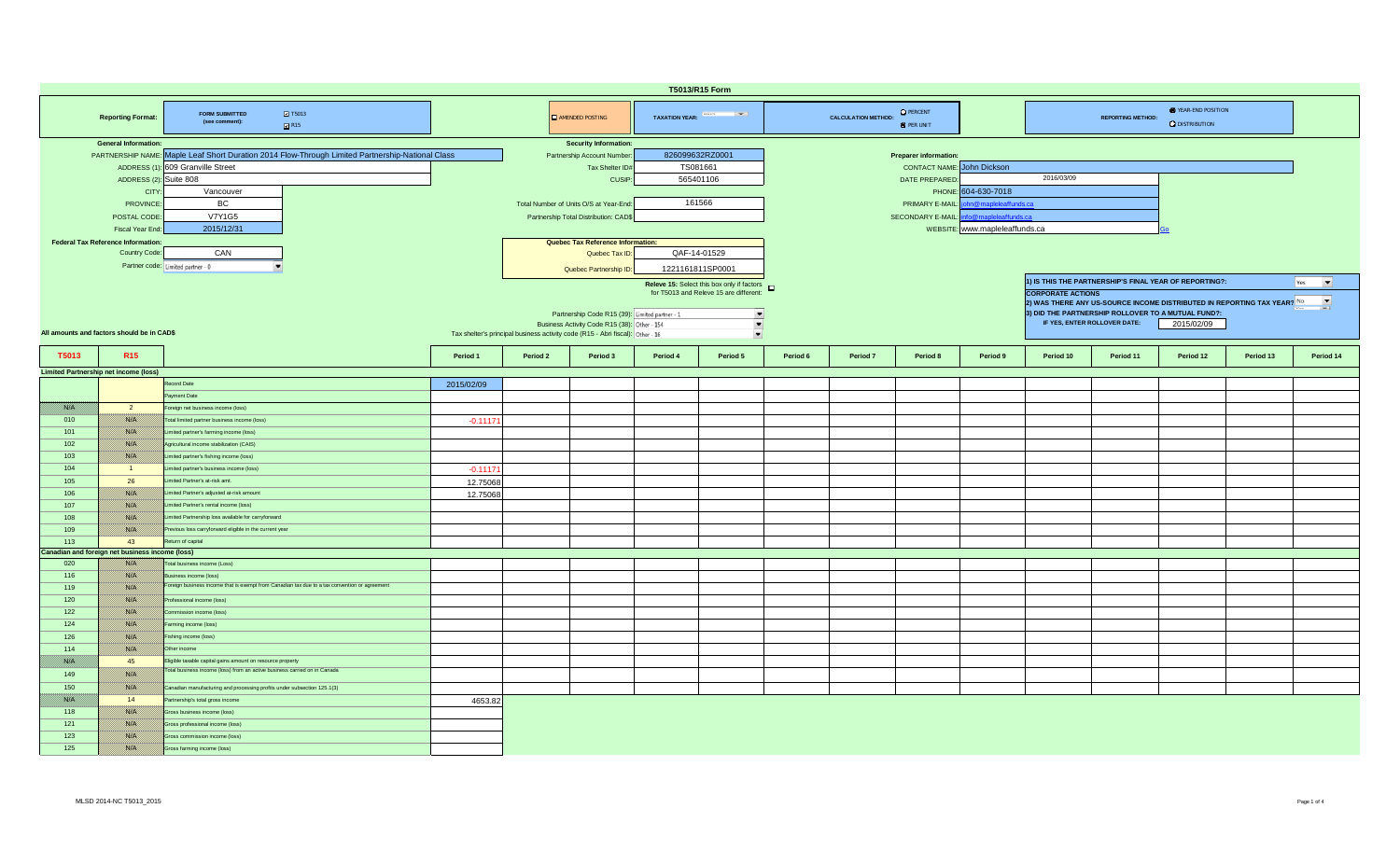# T5013/R15 Form

**Reporting Format:** FORM SUBMITTED (see comment): ☑ T5013 ☑ R15

☐ AMENDED POSTING

**TAXATION YEAR:**

**CALCULATION METHOD:** ○ PERCENT ● PER UNIT

**REPORTING METHOD:** ● YEAR-END POSITION ○ DISTRIBUTION

## General Information:

- PARTNERSHIP NAME: Maple Leaf Short Duration 2014 Flow-Through Limited Partnership-National Class
- ADDRESS (1): 609 Granville Street
- ADDRESS (2): Suite 808
- CITY: Vancouver
- PROVINCE: BC
- POSTAL CODE: V7Y1G5
- Fiscal Year End: 2015/12/31

## Security Information:

- Partnership Account Number: 826099632RZ0001
- Tax Shelter ID#: TS081661
- CUSIP: 565401106
- Total Number of Units O/S at Year-End: 161566
- Partnership Total Distribution: CAD$

## Preparer information:

- CONTACT NAME: John Dickson
- DATE PREPARED: 2016/03/09
- PHONE: 604-630-7018
- PRIMARY E-MAIL: john@mapleleaffunds.ca
- SECONDARY E-MAIL: info@mapleleaffunds.ca
- WEBSITE: www.mapleleaffunds.ca Go

## Federal Tax Reference Information:

- Country Code: CAN
- Partner code: Limited partner - 0

## Quebec Tax Reference Information:

- Quebec Tax ID: QAF-14-01529
- Quebec Partnership ID: 1221161811SP0001

**Releve 15:** Select this box only if factors for T5013 and Releve 15 are different: ☐

- Partnership Code R15 (39): Limited partner - 1
- Business Activity Code R15 (38): Other - 354
- Tax shelter's principal business activity code (R15 - Abri fiscal): Other - 36

1) IS THIS THE PARTNERSHIP'S FINAL YEAR OF REPORTING?: Yes

**CORPORATE ACTIONS**

2) WAS THERE ANY US-SOURCE INCOME DISTRIBUTED IN REPORTING TAX YEAR? No

3) DID THE PARTNERSHIP ROLLOVER TO A MUTUAL FUND?: IF YES, ENTER ROLLOVER DATE: 2015/02/09

All amounts and factors should be in CAD$

| T5013 | R15 | | Period 1 | Period 2 | Period 3 | Period 4 | Period 5 | Period 6 | Period 7 | Period 8 | Period 9 | Period 10 | Period 11 | Period 12 | Period 13 | Period 14 |
|---|---|---|---|---|---|---|---|---|---|---|---|---|---|---|---|---|
| **Limited Partnership net income (loss)** | | | | | | | | | | | | | | | | |
| | | Record Date | 2015/02/09 | | | | | | | | | | | | | |
| | | Payment Date | | | | | | | | | | | | | | |
| N/A | 2 | Foreign net business income (loss) | | | | | | | | | | | | | | |
| 010 | N/A | Total limited partner business income (loss) | -0.11171 | | | | | | | | | | | | | |
| 101 | N/A | Limited partner's farming income (loss) | | | | | | | | | | | | | | |
| 102 | N/A | Agricultural income stabilization (CAIS) | | | | | | | | | | | | | | |
| 103 | N/A | Limited partner's fishing income (loss) | | | | | | | | | | | | | | |
| 104 | 1 | Limited partner's business income (loss) | -0.11171 | | | | | | | | | | | | | |
| 105 | 26 | Limited Partner's at-risk amt. | 12.75068 | | | | | | | | | | | | | |
| 106 | N/A | Limited Partner's adjusted at-risk amount | 12.75068 | | | | | | | | | | | | | |
| 107 | N/A | Limited Partner's rental income (loss) | | | | | | | | | | | | | | |
| 108 | N/A | Limited Partnership loss available for carryforward | | | | | | | | | | | | | | |
| 109 | N/A | Previous loss carryforward eligible in the current year | | | | | | | | | | | | | | |
| 113 | 43 | Return of capital | | | | | | | | | | | | | | |
| **Canadian and foreign net business income (loss)** | | | | | | | | | | | | | | | | |
| 020 | N/A | Total business income (Loss) | | | | | | | | | | | | | | |
| 116 | N/A | Business income (loss) | | | | | | | | | | | | | | |
| 119 | N/A | Foreign business income that is exempt from Canadian tax due to a tax convention or agreement | | | | | | | | | | | | | | |
| 120 | N/A | Professional income (loss) | | | | | | | | | | | | | | |
| 122 | N/A | Commission income (loss) | | | | | | | | | | | | | | |
| 124 | N/A | Farming income (loss) | | | | | | | | | | | | | | |
| 126 | N/A | Fishing income (loss) | | | | | | | | | | | | | | |
| 114 | N/A | Other income | | | | | | | | | | | | | | |
| N/A | 45 | Eligible taxable capital gains amount on resource property | | | | | | | | | | | | | | |
| 149 | N/A | Total business income (loss) from an active business carried on in Canada | | | | | | | | | | | | | | |
| 150 | N/A | Canadian manufacturing and processing profits under subsection 125.1(3) | | | | | | | | | | | | | | |
| N/A | 14 | Partnership's total gross income | 4653.82 | | | | | | | | | | | | | |
| 118 | N/A | Gross business income (loss) | | | | | | | | | | | | | | |
| 121 | N/A | Gross professional income (loss) | | | | | | | | | | | | | | |
| 123 | N/A | Gross commission income (loss) | | | | | | | | | | | | | | |
| 125 | N/A | Gross farming income (loss) | | | | | | | | | | | | | | |

MLSD 2014-NC T5013_2015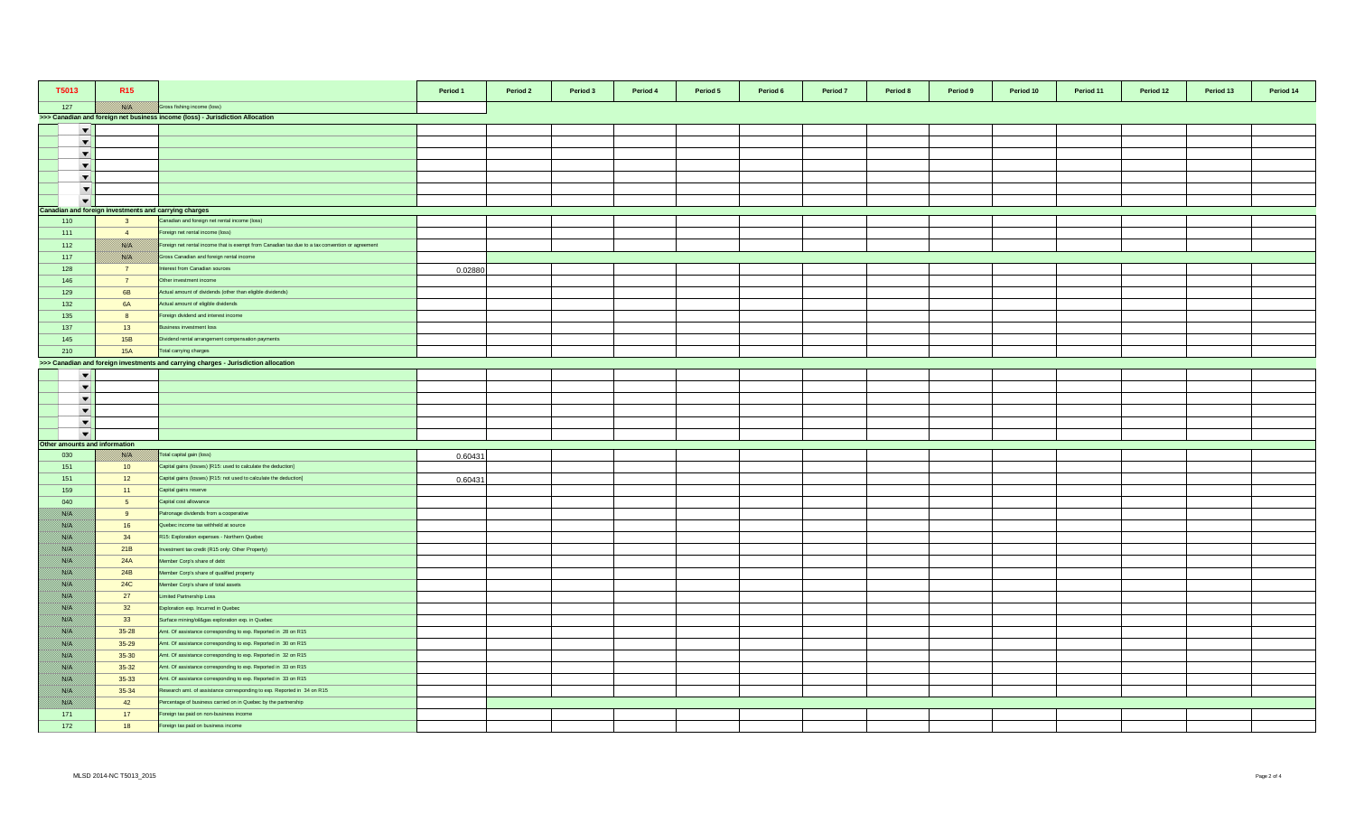| T5013 | R15 | | Period 1 | Period 2 | Period 3 | Period 4 | Period 5 | Period 6 | Period 7 | Period 8 | Period 9 | Period 10 | Period 11 | Period 12 | Period 13 | Period 14 |
|---|---|---|---|---|---|---|---|---|---|---|---|---|---|---|---|---|
| 127 | N/A | Gross fishing income (loss) | | | | | | | | | | | | | | |
| >>> Canadian and foreign net business income (loss) - Jurisdiction Allocation | | | | | | | | | | | | | | | | |
| | | | | | | | | | | | | | | | | |
| | | | | | | | | | | | | | | | | |
| | | | | | | | | | | | | | | | | |
| | | | | | | | | | | | | | | | | |
| | | | | | | | | | | | | | | | | |
| | | | | | | | | | | | | | | | | |
| | | | | | | | | | | | | | | | | |
| Canadian and foreign investments and carrying charges | | | | | | | | | | | | | | | | |
| 110 | 3 | Canadian and foreign net rental income (loss) | | | | | | | | | | | | | | |
| 111 | 4 | Foreign net rental income (loss) | | | | | | | | | | | | | | |
| 112 | N/A | Foreign net rental income that is exempt from Canadian tax due to a tax convention or agreement | | | | | | | | | | | | | | |
| 117 | N/A | Gross Canadian and foreign rental income | | | | | | | | | | | | | | |
| 128 | 7 | Interest from Canadian sources | 0.02880 | | | | | | | | | | | | | |
| 146 | 7 | Other investment income | | | | | | | | | | | | | | |
| 129 | 6B | Actual amount of dividends (other than eligible dividends) | | | | | | | | | | | | | | |
| 132 | 6A | Actual amount of eligible dividends | | | | | | | | | | | | | | |
| 135 | 8 | Foreign dividend and interest income | | | | | | | | | | | | | | |
| 137 | 13 | Business investment loss | | | | | | | | | | | | | | |
| 145 | 15B | Dividend rental arrangement compensation payments | | | | | | | | | | | | | | |
| 210 | 15A | Total carrying charges | | | | | | | | | | | | | | |
| >>> Canadian and foreign investments and carrying charges - Jurisdiction allocation | | | | | | | | | | | | | | | | |
| | | | | | | | | | | | | | | | | |
| | | | | | | | | | | | | | | | | |
| | | | | | | | | | | | | | | | | |
| | | | | | | | | | | | | | | | | |
| | | | | | | | | | | | | | | | | |
| | | | | | | | | | | | | | | | | |
| Other amounts and information | | | | | | | | | | | | | | | | |
| 030 | N/A | Total capital gain (loss) | 0.60431 | | | | | | | | | | | | | |
| 151 | 10 | Capital gains (losses) [R15: used to calculate the deduction] | | | | | | | | | | | | | | |
| 151 | 12 | Capital gains (losses) [R15: not used to calculate the deduction] | 0.60431 | | | | | | | | | | | | | |
| 159 | 11 | Capital gains reserve | | | | | | | | | | | | | | |
| 040 | 5 | Capital cost allowance | | | | | | | | | | | | | | |
| N/A | 9 | Patronage dividends from a cooperative | | | | | | | | | | | | | | |
| N/A | 16 | Quebec income tax withheld at source | | | | | | | | | | | | | | |
| N/A | 34 | R15: Exploration expenses - Northern Quebec | | | | | | | | | | | | | | |
| N/A | 21B | Investment tax credit (R15 only: Other Property) | | | | | | | | | | | | | | |
| N/A | 24A | Member Corp's share of debt | | | | | | | | | | | | | | |
| N/A | 24B | Member Corp's share of qualified property | | | | | | | | | | | | | | |
| N/A | 24C | Member Corp's share of total assets | | | | | | | | | | | | | | |
| N/A | 27 | Limited Partnership Loss | | | | | | | | | | | | | | |
| N/A | 32 | Exploration exp. Incurred in Quebec | | | | | | | | | | | | | | |
| N/A | 33 | Surface mining/oil&gas exploration exp. in Quebec | | | | | | | | | | | | | | |
| N/A | 35-28 | Amt. Of assistance corresponding to exp. Reported in 28 on R15 | | | | | | | | | | | | | | |
| N/A | 35-29 | Amt. Of assistance corresponding to exp. Reported in 30 on R15 | | | | | | | | | | | | | | |
| N/A | 35-30 | Amt. Of assistance corresponding to exp. Reported in 32 on R15 | | | | | | | | | | | | | | |
| N/A | 35-32 | Amt. Of assistance corresponding to exp. Reported in 33 on R15 | | | | | | | | | | | | | | |
| N/A | 35-33 | Amt. Of assistance corresponding to exp. Reported in 33 on R15 | | | | | | | | | | | | | | |
| N/A | 35-34 | Research amt. of assistance corresponding to exp. Reported in 34 on R15 | | | | | | | | | | | | | | |
| N/A | 42 | Percentage of business carried on in Quebec by the partnership | | | | | | | | | | | | | | |
| 171 | 17 | Foreign tax paid on non-business income | | | | | | | | | | | | | | |
| 172 | 18 | Foreign tax paid on business income | | | | | | | | | | | | | | |

MLSD 2014-NC T5013_2015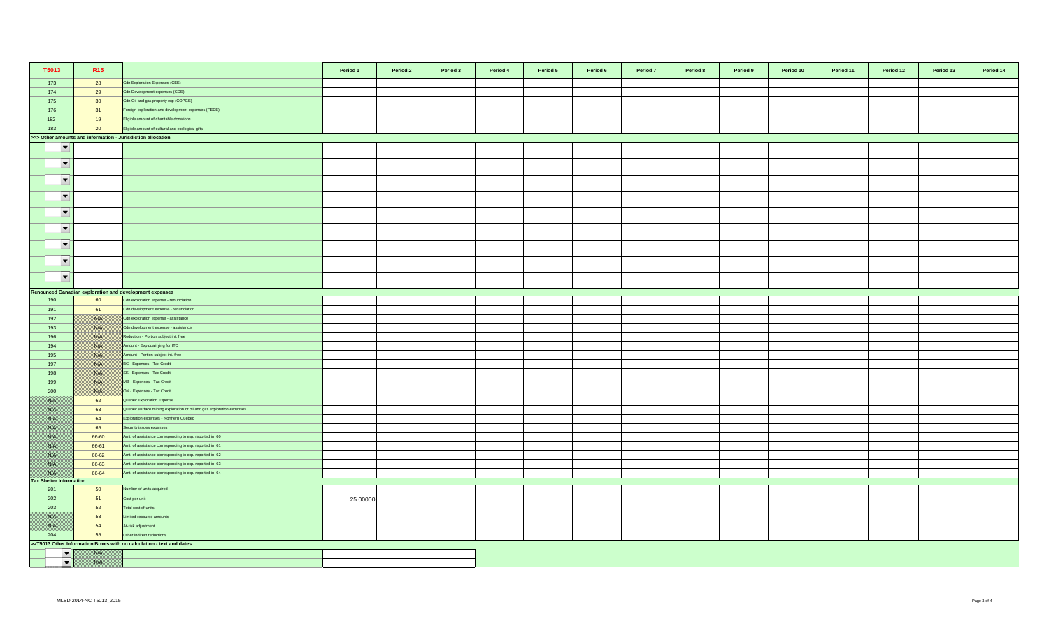| T5013 | R15 | | Period 1 | Period 2 | Period 3 | Period 4 | Period 5 | Period 6 | Period 7 | Period 8 | Period 9 | Period 10 | Period 11 | Period 12 | Period 13 | Period 14 |
|---|---|---|---|---|---|---|---|---|---|---|---|---|---|---|---|---|
| 173 | 28 | Cdn Exploration Expenses (CEE) | | | | | | | | | | | | | | |
| 174 | 29 | Cdn Development expenses (CDE) | | | | | | | | | | | | | | |
| 175 | 30 | Cdn Oil and gas property exp (COPGE) | | | | | | | | | | | | | | |
| 176 | 31 | Foreign exploration and development expenses (FEDE) | | | | | | | | | | | | | | |
| 182 | 19 | Eligible amount of charitable donations | | | | | | | | | | | | | | |
| 183 | 20 | Eligible amount of cultural and ecological gifts | | | | | | | | | | | | | | |
| **>>> Other amounts and information - Jurisdiction allocation** | | | | | | | | | | | | | | | | |
| | | | | | | | | | | | | | | | | |
| | | | | | | | | | | | | | | | | |
| | | | | | | | | | | | | | | | | |
| | | | | | | | | | | | | | | | | |
| | | | | | | | | | | | | | | | | |
| | | | | | | | | | | | | | | | | |
| | | | | | | | | | | | | | | | | |
| | | | | | | | | | | | | | | | | |
| | | | | | | | | | | | | | | | | |
| **Renounced Canadian exploration and development expenses** | | | | | | | | | | | | | | | | |
| 190 | 60 | Cdn exploration expense - renunciation | | | | | | | | | | | | | | |
| 191 | 61 | Cdn development expense - renunciation | | | | | | | | | | | | | | |
| 192 | N/A | Cdn exploration expense - assistance | | | | | | | | | | | | | | |
| 193 | N/A | Cdn development expense - assistance | | | | | | | | | | | | | | |
| 196 | N/A | Reduction - Portion subject int. free | | | | | | | | | | | | | | |
| 194 | N/A | Amount - Exp qualifying for ITC | | | | | | | | | | | | | | |
| 195 | N/A | Amount - Portion subject int. free | | | | | | | | | | | | | | |
| 197 | N/A | BC - Expenses - Tax Credit | | | | | | | | | | | | | | |
| 198 | N/A | SK - Expenses - Tax Credit | | | | | | | | | | | | | | |
| 199 | N/A | MB - Expenses - Tax Credit | | | | | | | | | | | | | | |
| 200 | N/A | ON - Expenses - Tax Credit | | | | | | | | | | | | | | |
| N/A | 62 | Quebec Exploration Expense | | | | | | | | | | | | | | |
| N/A | 63 | Quebec surface mining exploration or oil and gas exploration expenses | | | | | | | | | | | | | | |
| N/A | 64 | Exploration expenses - Northern Quebec | | | | | | | | | | | | | | |
| N/A | 65 | Security issues expenses | | | | | | | | | | | | | | |
| N/A | 66-60 | Amt. of assistance corresponding to exp. reported in 60 | | | | | | | | | | | | | | |
| N/A | 66-61 | Amt. of assistance corresponding to exp. reported in 61 | | | | | | | | | | | | | | |
| N/A | 66-62 | Amt. of assistance corresponding to exp. reported in 62 | | | | | | | | | | | | | | |
| N/A | 66-63 | Amt. of assistance corresponding to exp. reported in 63 | | | | | | | | | | | | | | |
| N/A | 66-64 | Amt. of assistance corresponding to exp. reported in 64 | | | | | | | | | | | | | | |
| **Tax Shelter Information** | | | | | | | | | | | | | | | | |
| 201 | 50 | Number of units acquired | | | | | | | | | | | | | | |
| 202 | 51 | Cost per unit | 25.00000 | | | | | | | | | | | | | |
| 203 | 52 | Total cost of units | | | | | | | | | | | | | | |
| N/A | 53 | Limited-recourse amounts | | | | | | | | | | | | | | |
| N/A | 54 | At-risk adjustment | | | | | | | | | | | | | | |
| 204 | 55 | Other indirect reductions | | | | | | | | | | | | | | |
| **>>T5013 Other Information Boxes with no calculation - text and dates** | | | | | | | | | | | | | | | | |
| | N/A | | | | | | | | | | | | | | | |
| | N/A | | | | | | | | | | | | | | | |

MLSD 2014-NC T5013_2015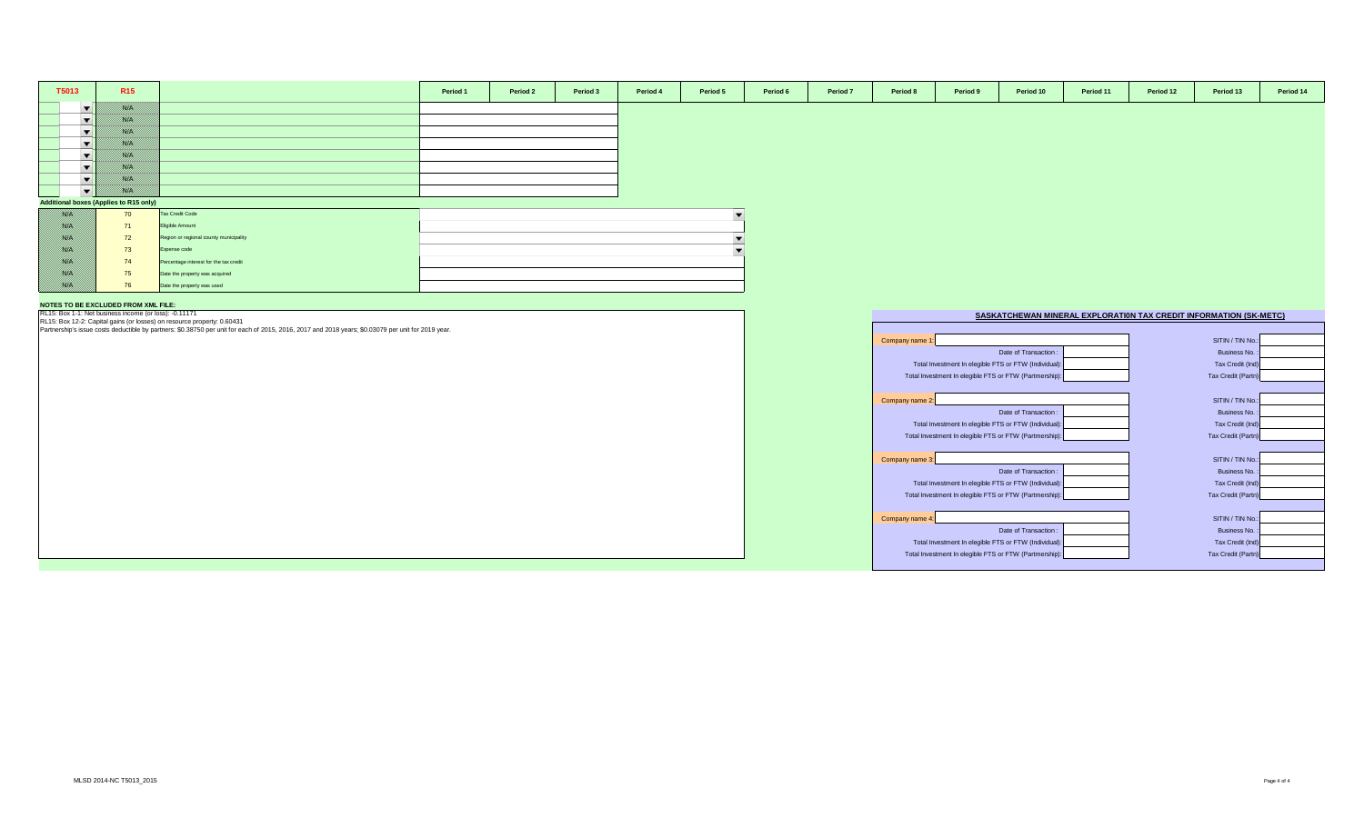| T5013 | R15 | | Period 1 | Period 2 | Period 3 | Period 4 | Period 5 | Period 6 | Period 7 | Period 8 | Period 9 | Period 10 | Period 11 | Period 12 | Period 13 | Period 14 |
|---|---|---|---|---|---|---|---|---|---|---|---|---|---|---|---|---|
| | N/A | | | | | | | | | | | | | | | |
| | N/A | | | | | | | | | | | | | | | |
| | N/A | | | | | | | | | | | | | | | |
| | N/A | | | | | | | | | | | | | | | |
| | N/A | | | | | | | | | | | | | | | |
| | N/A | | | | | | | | | | | | | | | |
| | N/A | | | | | | | | | | | | | | | |
| | N/A | | | | | | | | | | | | | | | |

**Additional boxes (Applies to R15 only)**

| | | | |
|---|---|---|---|
| N/A | 70 | Tax Credit Code | |
| N/A | 71 | Eligible Amount | |
| N/A | 72 | Region or regional county municipality | |
| N/A | 73 | Expense code | |
| N/A | 74 | Percentage interest for the tax credit | |
| N/A | 75 | Date the property was acquired | |
| N/A | 76 | Date the property was used | |

**NOTES TO BE EXCLUDED FROM XML FILE:**

RL15: Box 1-1: Net business income (or loss): -0.11171
RL15: Box 12-2: Capital gains (or losses) on resource property: 0.60431
Partnership's issue costs deductible by partners: $0.38750 per unit for each of 2015, 2016, 2017 and 2018 years; $0.03079 per unit for 2019 year.

**SASKATCHEWAN MINERAL EXPLORATION TAX CREDIT INFORMATION (SK-METC)**

Company name 1:
Date of Transaction :
Total Investment In elegible FTS or FTW (Individual):
Total Investment In elegible FTS or FTW (Partmership):
SITIN / TIN No.:
Business No. :
Tax Credit (Ind)
Tax Credit (Partn)

Company name 2:
Date of Transaction :
Total Investment In elegible FTS or FTW (Individual):
Total Investment In elegible FTS or FTW (Partmership):
SITIN / TIN No.:
Business No. :
Tax Credit (Ind)
Tax Credit (Partn)

Company name 3:
Date of Transaction :
Total Investment In elegible FTS or FTW (Individual):
Total Investment In elegible FTS or FTW (Partmership):
SITIN / TIN No.:
Business No. :
Tax Credit (Ind)
Tax Credit (Partn)

Company name 4:
Date of Transaction :
Total Investment In elegible FTS or FTW (Individual):
Total Investment In elegible FTS or FTW (Partmership):
SITIN / TIN No.:
Business No. :
Tax Credit (Ind)
Tax Credit (Partn)

MLSD 2014-NC T5013_2015